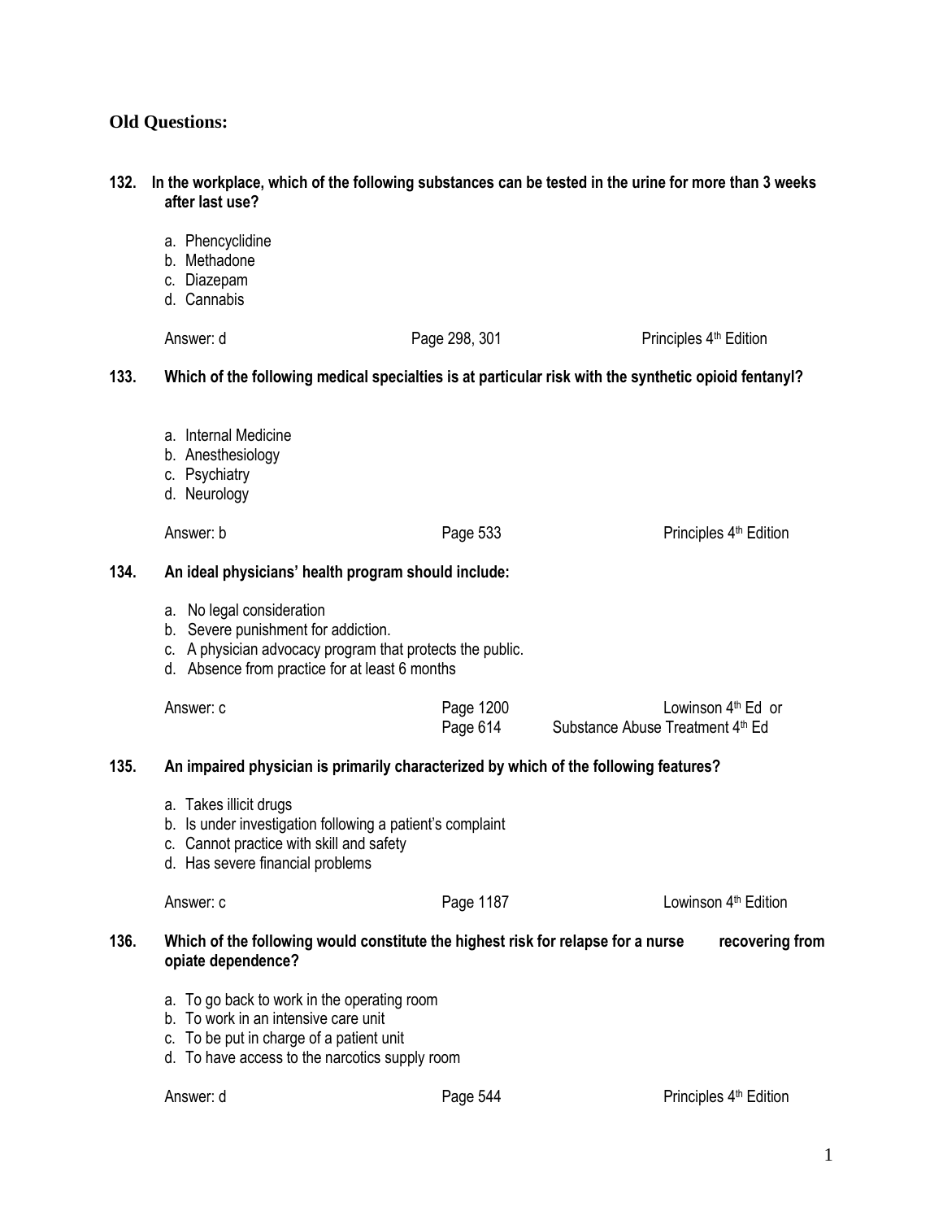## Old Questions:

**132. In the workplace, which of the following substances can be tested in the urine for more than 3 weeks after last use?**

a. Phencyclidine
b. Methadone
c. Diazepam
d. Cannabis

Answer: d — Page 298, 301 — Principles 4th Edition

**133. Which of the following medical specialties is at particular risk with the synthetic opioid fentanyl?**

a. Internal Medicine
b. Anesthesiology
c. Psychiatry
d. Neurology

Answer: b — Page 533 — Principles 4th Edition

**134. An ideal physicians' health program should include:**

a. No legal consideration
b. Severe punishment for addiction.
c. A physician advocacy program that protects the public.
d. Absence from practice for at least 6 months

Answer: c — Page 1200 — Lowinson 4th Ed or
Page 614 — Substance Abuse Treatment 4th Ed

**135. An impaired physician is primarily characterized by which of the following features?**

a. Takes illicit drugs
b. Is under investigation following a patient's complaint
c. Cannot practice with skill and safety
d. Has severe financial problems

Answer: c — Page 1187 — Lowinson 4th Edition

**136. Which of the following would constitute the highest risk for relapse for a nurse recovering from opiate dependence?**

a. To go back to work in the operating room
b. To work in an intensive care unit
c. To be put in charge of a patient unit
d. To have access to the narcotics supply room

Answer: d — Page 544 — Principles 4th Edition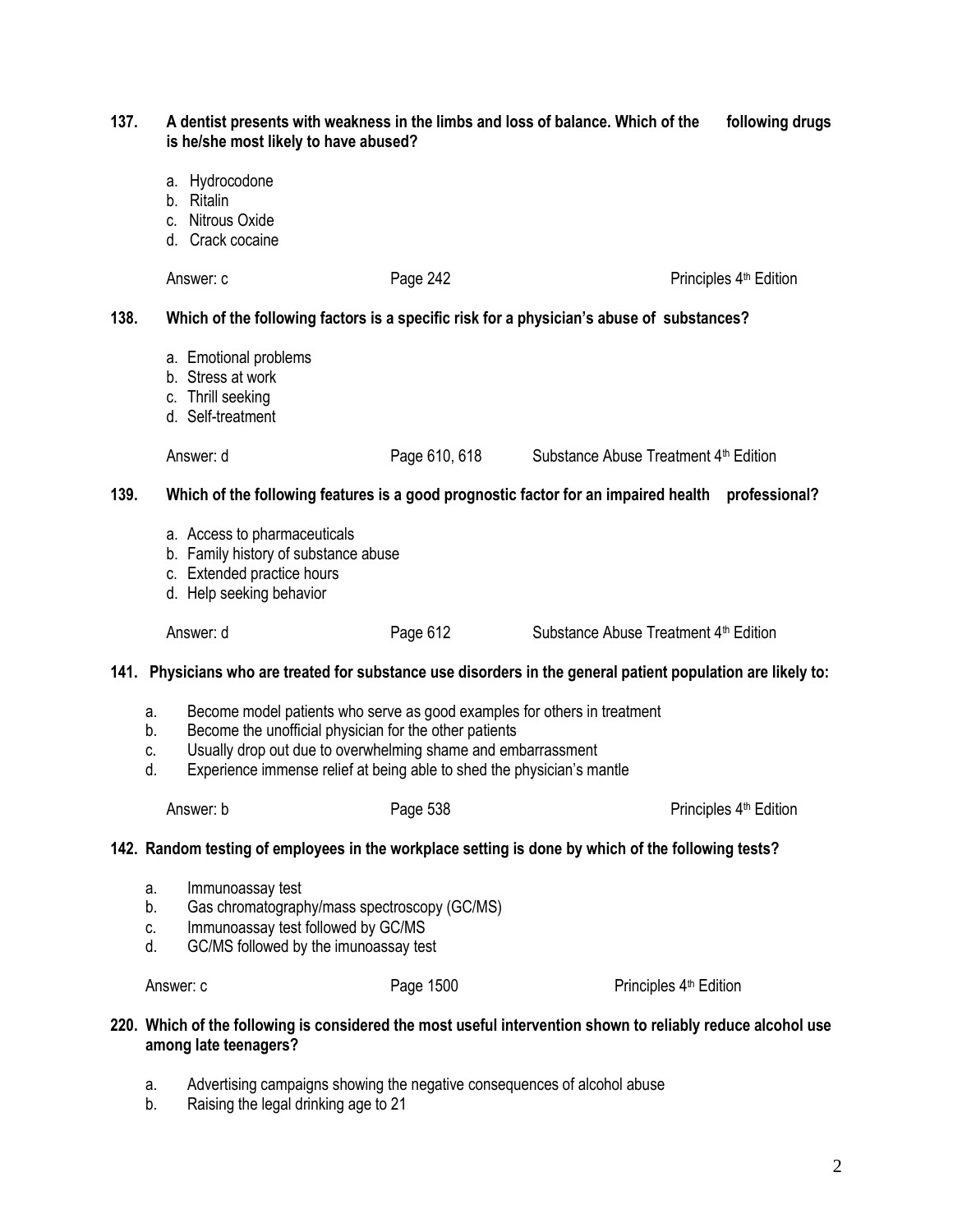**137. A dentist presents with weakness in the limbs and loss of balance. Which of the following drugs is he/she most likely to have abused?**

a. Hydrocodone
b. Ritalin
c. Nitrous Oxide
d. Crack cocaine

Answer: c  Page 242  Principles 4th Edition

**138. Which of the following factors is a specific risk for a physician's abuse of substances?**

a. Emotional problems
b. Stress at work
c. Thrill seeking
d. Self-treatment

Answer: d  Page 610, 618  Substance Abuse Treatment 4th Edition

**139. Which of the following features is a good prognostic factor for an impaired health professional?**

a. Access to pharmaceuticals
b. Family history of substance abuse
c. Extended practice hours
d. Help seeking behavior

Answer: d  Page 612  Substance Abuse Treatment 4th Edition

**141. Physicians who are treated for substance use disorders in the general patient population are likely to:**

a. Become model patients who serve as good examples for others in treatment
b. Become the unofficial physician for the other patients
c. Usually drop out due to overwhelming shame and embarrassment
d. Experience immense relief at being able to shed the physician's mantle

Answer: b  Page 538  Principles 4th Edition

**142. Random testing of employees in the workplace setting is done by which of the following tests?**

a. Immunoassay test
b. Gas chromatography/mass spectroscopy (GC/MS)
c. Immunoassay test followed by GC/MS
d. GC/MS followed by the imunoassay test

Answer: c  Page 1500  Principles 4th Edition

**220. Which of the following is considered the most useful intervention shown to reliably reduce alcohol use among late teenagers?**

a. Advertising campaigns showing the negative consequences of alcohol abuse
b. Raising the legal drinking age to 21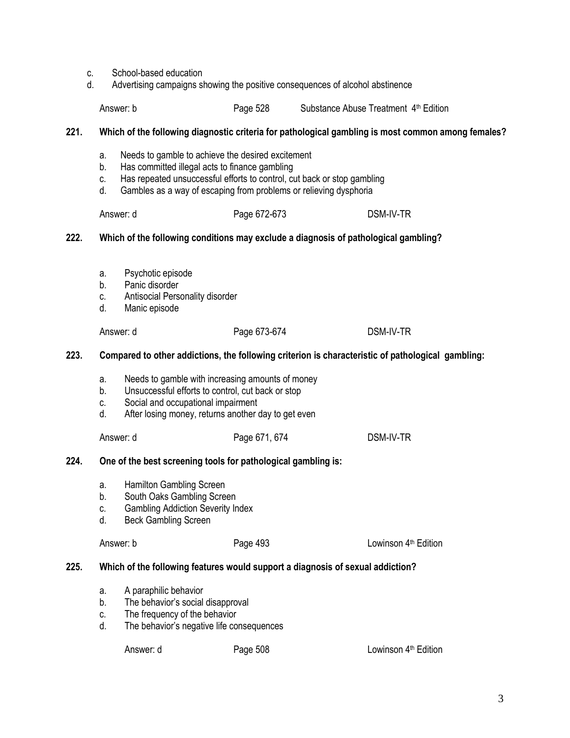c. School-based education
d. Advertising campaigns showing the positive consequences of alcohol abstinence

Answer: b  Page 528  Substance Abuse Treatment 4th Edition

**221. Which of the following diagnostic criteria for pathological gambling is most common among females?**

a. Needs to gamble to achieve the desired excitement
b. Has committed illegal acts to finance gambling
c. Has repeated unsuccessful efforts to control, cut back or stop gambling
d. Gambles as a way of escaping from problems or relieving dysphoria

Answer: d  Page 672-673  DSM-IV-TR

**222. Which of the following conditions may exclude a diagnosis of pathological gambling?**

a. Psychotic episode
b. Panic disorder
c. Antisocial Personality disorder
d. Manic episode

Answer: d  Page 673-674  DSM-IV-TR

**223. Compared to other addictions, the following criterion is characteristic of pathological gambling:**

a. Needs to gamble with increasing amounts of money
b. Unsuccessful efforts to control, cut back or stop
c. Social and occupational impairment
d. After losing money, returns another day to get even

Answer: d  Page 671, 674  DSM-IV-TR

**224. One of the best screening tools for pathological gambling is:**

a. Hamilton Gambling Screen
b. South Oaks Gambling Screen
c. Gambling Addiction Severity Index
d. Beck Gambling Screen

Answer: b  Page 493  Lowinson 4th Edition

**225. Which of the following features would support a diagnosis of sexual addiction?**

a. A paraphilic behavior
b. The behavior's social disapproval
c. The frequency of the behavior
d. The behavior's negative life consequences

Answer: d  Page 508  Lowinson 4th Edition